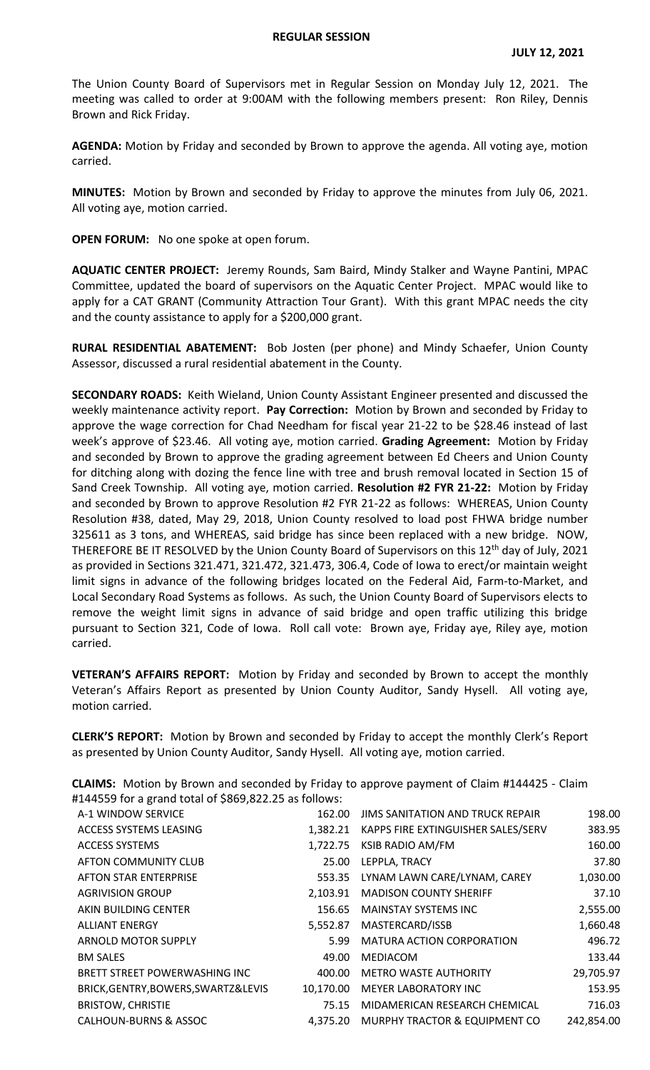# REGULAR SESSION

**JULY 12, 2021**

The Union County Board of Supervisors met in Regular Session on Monday July 12, 2021. The meeting was called to order at 9:00AM with the following members present: Ron Riley, Dennis Brown and Rick Friday.

**AGENDA:** Motion by Friday and seconded by Brown to approve the agenda. All voting aye, motion carried.

**MINUTES:** Motion by Brown and seconded by Friday to approve the minutes from July 06, 2021. All voting aye, motion carried.

**OPEN FORUM:** No one spoke at open forum.

**AQUATIC CENTER PROJECT:** Jeremy Rounds, Sam Baird, Mindy Stalker and Wayne Pantini, MPAC Committee, updated the board of supervisors on the Aquatic Center Project. MPAC would like to apply for a CAT GRANT (Community Attraction Tour Grant). With this grant MPAC needs the city and the county assistance to apply for a $200,000 grant.

**RURAL RESIDENTIAL ABATEMENT:** Bob Josten (per phone) and Mindy Schaefer, Union County Assessor, discussed a rural residential abatement in the County.

**SECONDARY ROADS:** Keith Wieland, Union County Assistant Engineer presented and discussed the weekly maintenance activity report. **Pay Correction:** Motion by Brown and seconded by Friday to approve the wage correction for Chad Needham for fiscal year 21-22 to be $28.46 instead of last week's approve of $23.46. All voting aye, motion carried. **Grading Agreement:** Motion by Friday and seconded by Brown to approve the grading agreement between Ed Cheers and Union County for ditching along with dozing the fence line with tree and brush removal located in Section 15 of Sand Creek Township. All voting aye, motion carried. **Resolution #2 FYR 21-22:** Motion by Friday and seconded by Brown to approve Resolution #2 FYR 21-22 as follows: WHEREAS, Union County Resolution #38, dated, May 29, 2018, Union County resolved to load post FHWA bridge number 325611 as 3 tons, and WHEREAS, said bridge has since been replaced with a new bridge. NOW, THEREFORE BE IT RESOLVED by the Union County Board of Supervisors on this 12th day of July, 2021 as provided in Sections 321.471, 321.472, 321.473, 306.4, Code of Iowa to erect/or maintain weight limit signs in advance of the following bridges located on the Federal Aid, Farm-to-Market, and Local Secondary Road Systems as follows. As such, the Union County Board of Supervisors elects to remove the weight limit signs in advance of said bridge and open traffic utilizing this bridge pursuant to Section 321, Code of Iowa. Roll call vote: Brown aye, Friday aye, Riley aye, motion carried.

**VETERAN'S AFFAIRS REPORT:** Motion by Friday and seconded by Brown to accept the monthly Veteran's Affairs Report as presented by Union County Auditor, Sandy Hysell. All voting aye, motion carried.

**CLERK'S REPORT:** Motion by Brown and seconded by Friday to accept the monthly Clerk's Report as presented by Union County Auditor, Sandy Hysell. All voting aye, motion carried.

**CLAIMS:** Motion by Brown and seconded by Friday to approve payment of Claim #144425 - Claim #144559 for a grand total of $869,822.25 as follows:

| | | | |
|---|---|---|---|
| A-1 WINDOW SERVICE | 162.00 | JIMS SANITATION AND TRUCK REPAIR | 198.00 |
| ACCESS SYSTEMS LEASING | 1,382.21 | KAPPS FIRE EXTINGUISHER SALES/SERV | 383.95 |
| ACCESS SYSTEMS | 1,722.75 | KSIB RADIO AM/FM | 160.00 |
| AFTON COMMUNITY CLUB | 25.00 | LEPPLA, TRACY | 37.80 |
| AFTON STAR ENTERPRISE | 553.35 | LYNAM LAWN CARE/LYNAM, CAREY | 1,030.00 |
| AGRIVISION GROUP | 2,103.91 | MADISON COUNTY SHERIFF | 37.10 |
| AKIN BUILDING CENTER | 156.65 | MAINSTAY SYSTEMS INC | 2,555.00 |
| ALLIANT ENERGY | 5,552.87 | MASTERCARD/ISSB | 1,660.48 |
| ARNOLD MOTOR SUPPLY | 5.99 | MATURA ACTION CORPORATION | 496.72 |
| BM SALES | 49.00 | MEDIACOM | 133.44 |
| BRETT STREET POWERWASHING INC | 400.00 | METRO WASTE AUTHORITY | 29,705.97 |
| BRICK,GENTRY,BOWERS,SWARTZ&LEVIS | 10,170.00 | MEYER LABORATORY INC | 153.95 |
| BRISTOW, CHRISTIE | 75.15 | MIDAMERICAN RESEARCH CHEMICAL | 716.03 |
| CALHOUN-BURNS & ASSOC | 4,375.20 | MURPHY TRACTOR & EQUIPMENT CO | 242,854.00 |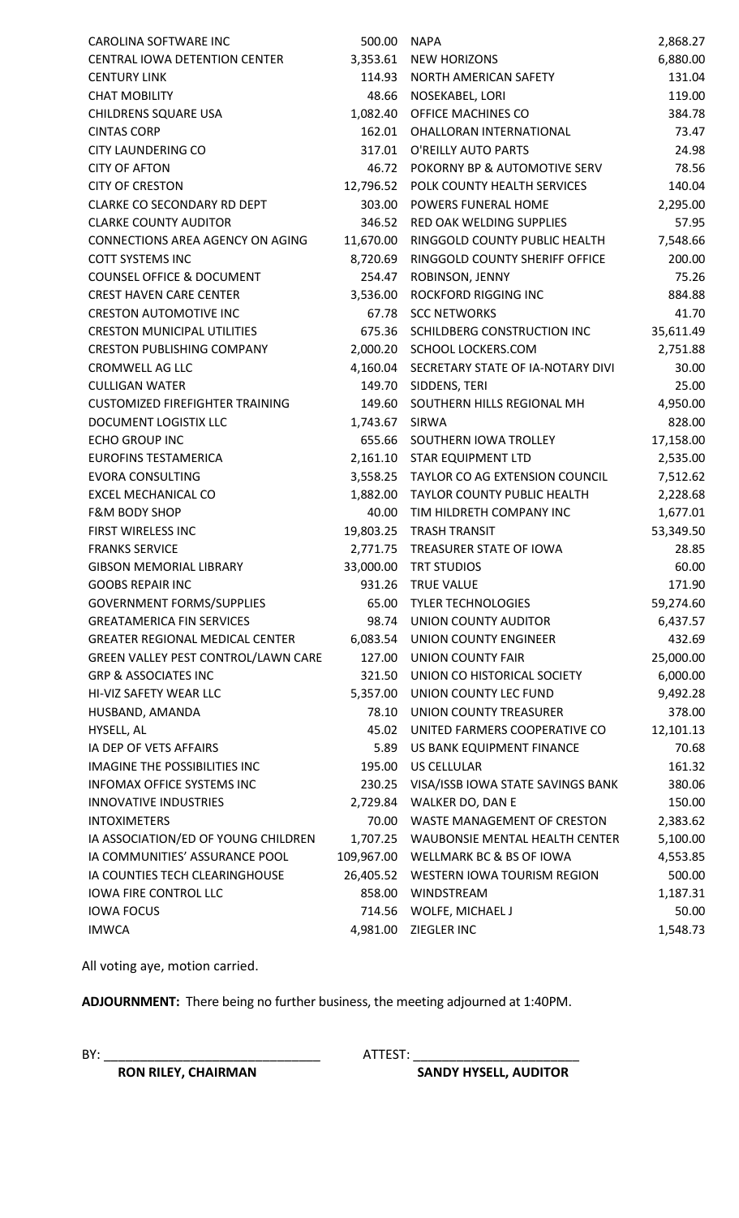| | | | |
|---|---|---|---|
| CAROLINA SOFTWARE INC | 500.00 | NAPA | 2,868.27 |
| CENTRAL IOWA DETENTION CENTER | 3,353.61 | NEW HORIZONS | 6,880.00 |
| CENTURY LINK | 114.93 | NORTH AMERICAN SAFETY | 131.04 |
| CHAT MOBILITY | 48.66 | NOSEKABEL, LORI | 119.00 |
| CHILDRENS SQUARE USA | 1,082.40 | OFFICE MACHINES CO | 384.78 |
| CINTAS CORP | 162.01 | OHALLORAN INTERNATIONAL | 73.47 |
| CITY LAUNDERING CO | 317.01 | O'REILLY AUTO PARTS | 24.98 |
| CITY OF AFTON | 46.72 | POKORNY BP & AUTOMOTIVE SERV | 78.56 |
| CITY OF CRESTON | 12,796.52 | POLK COUNTY HEALTH SERVICES | 140.04 |
| CLARKE CO SECONDARY RD DEPT | 303.00 | POWERS FUNERAL HOME | 2,295.00 |
| CLARKE COUNTY AUDITOR | 346.52 | RED OAK WELDING SUPPLIES | 57.95 |
| CONNECTIONS AREA AGENCY ON AGING | 11,670.00 | RINGGOLD COUNTY PUBLIC HEALTH | 7,548.66 |
| COTT SYSTEMS INC | 8,720.69 | RINGGOLD COUNTY SHERIFF OFFICE | 200.00 |
| COUNSEL OFFICE & DOCUMENT | 254.47 | ROBINSON, JENNY | 75.26 |
| CREST HAVEN CARE CENTER | 3,536.00 | ROCKFORD RIGGING INC | 884.88 |
| CRESTON AUTOMOTIVE INC | 67.78 | SCC NETWORKS | 41.70 |
| CRESTON MUNICIPAL UTILITIES | 675.36 | SCHILDBERG CONSTRUCTION INC | 35,611.49 |
| CRESTON PUBLISHING COMPANY | 2,000.20 | SCHOOL LOCKERS.COM | 2,751.88 |
| CROMWELL AG LLC | 4,160.04 | SECRETARY STATE OF IA-NOTARY DIVI | 30.00 |
| CULLIGAN WATER | 149.70 | SIDDENS, TERI | 25.00 |
| CUSTOMIZED FIREFIGHTER TRAINING | 149.60 | SOUTHERN HILLS REGIONAL MH | 4,950.00 |
| DOCUMENT LOGISTIX LLC | 1,743.67 | SIRWA | 828.00 |
| ECHO GROUP INC | 655.66 | SOUTHERN IOWA TROLLEY | 17,158.00 |
| EUROFINS TESTAMERICA | 2,161.10 | STAR EQUIPMENT LTD | 2,535.00 |
| EVORA CONSULTING | 3,558.25 | TAYLOR CO AG EXTENSION COUNCIL | 7,512.62 |
| EXCEL MECHANICAL CO | 1,882.00 | TAYLOR COUNTY PUBLIC HEALTH | 2,228.68 |
| F&M BODY SHOP | 40.00 | TIM HILDRETH COMPANY INC | 1,677.01 |
| FIRST WIRELESS INC | 19,803.25 | TRASH TRANSIT | 53,349.50 |
| FRANKS SERVICE | 2,771.75 | TREASURER STATE OF IOWA | 28.85 |
| GIBSON MEMORIAL LIBRARY | 33,000.00 | TRT STUDIOS | 60.00 |
| GOOBS REPAIR INC | 931.26 | TRUE VALUE | 171.90 |
| GOVERNMENT FORMS/SUPPLIES | 65.00 | TYLER TECHNOLOGIES | 59,274.60 |
| GREATAMERICA FIN SERVICES | 98.74 | UNION COUNTY AUDITOR | 6,437.57 |
| GREATER REGIONAL MEDICAL CENTER | 6,083.54 | UNION COUNTY ENGINEER | 432.69 |
| GREEN VALLEY PEST CONTROL/LAWN CARE | 127.00 | UNION COUNTY FAIR | 25,000.00 |
| GRP & ASSOCIATES INC | 321.50 | UNION CO HISTORICAL SOCIETY | 6,000.00 |
| HI-VIZ SAFETY WEAR LLC | 5,357.00 | UNION COUNTY LEC FUND | 9,492.28 |
| HUSBAND, AMANDA | 78.10 | UNION COUNTY TREASURER | 378.00 |
| HYSELL, AL | 45.02 | UNITED FARMERS COOPERATIVE CO | 12,101.13 |
| IA DEP OF VETS AFFAIRS | 5.89 | US BANK EQUIPMENT FINANCE | 70.68 |
| IMAGINE THE POSSIBILITIES INC | 195.00 | US CELLULAR | 161.32 |
| INFOMAX OFFICE SYSTEMS INC | 230.25 | VISA/ISSB IOWA STATE SAVINGS BANK | 380.06 |
| INNOVATIVE INDUSTRIES | 2,729.84 | WALKER DO, DAN E | 150.00 |
| INTOXIMETERS | 70.00 | WASTE MANAGEMENT OF CRESTON | 2,383.62 |
| IA ASSOCIATION/ED OF YOUNG CHILDREN | 1,707.25 | WAUBONSIE MENTAL HEALTH CENTER | 5,100.00 |
| IA COMMUNITIES' ASSURANCE POOL | 109,967.00 | WELLMARK BC & BS OF IOWA | 4,553.85 |
| IA COUNTIES TECH CLEARINGHOUSE | 26,405.52 | WESTERN IOWA TOURISM REGION | 500.00 |
| IOWA FIRE CONTROL LLC | 858.00 | WINDSTREAM | 1,187.31 |
| IOWA FOCUS | 714.56 | WOLFE, MICHAEL J | 50.00 |
| IMWCA | 4,981.00 | ZIEGLER INC | 1,548.73 |

All voting aye, motion carried.

**ADJOURNMENT:** There being no further business, the meeting adjourned at 1:40PM.

BY: ______________________________ ATTEST: ______________________

**RON RILEY, CHAIRMAN** **SANDY HYSELL, AUDITOR**